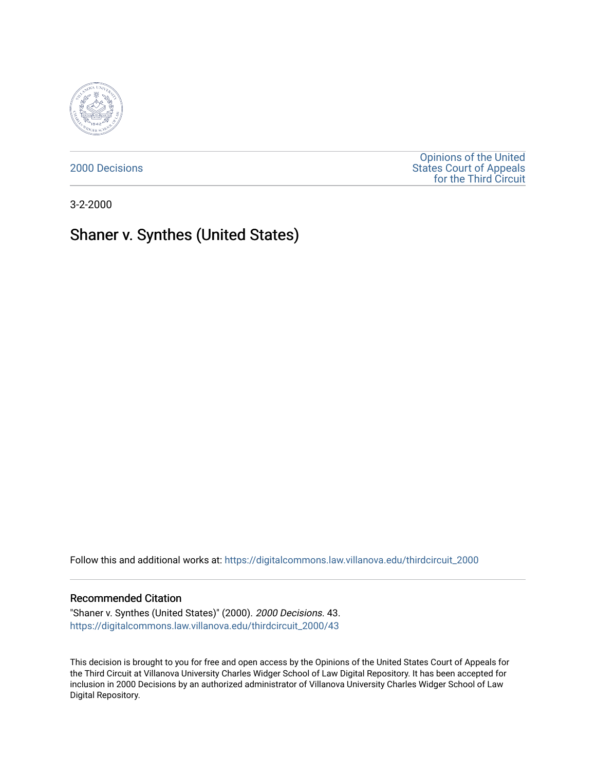2000 Decisions

Opinions of the United States Court of Appeals for the Third Circuit

3-2-2000

# Shaner v. Synthes (United States)

Follow this and additional works at: https://digitalcommons.law.villanova.edu/thirdcircuit_2000

## Recommended Citation

"Shaner v. Synthes (United States)" (2000). *2000 Decisions*. 43.
https://digitalcommons.law.villanova.edu/thirdcircuit_2000/43

This decision is brought to you for free and open access by the Opinions of the United States Court of Appeals for the Third Circuit at Villanova University Charles Widger School of Law Digital Repository. It has been accepted for inclusion in 2000 Decisions by an authorized administrator of Villanova University Charles Widger School of Law Digital Repository.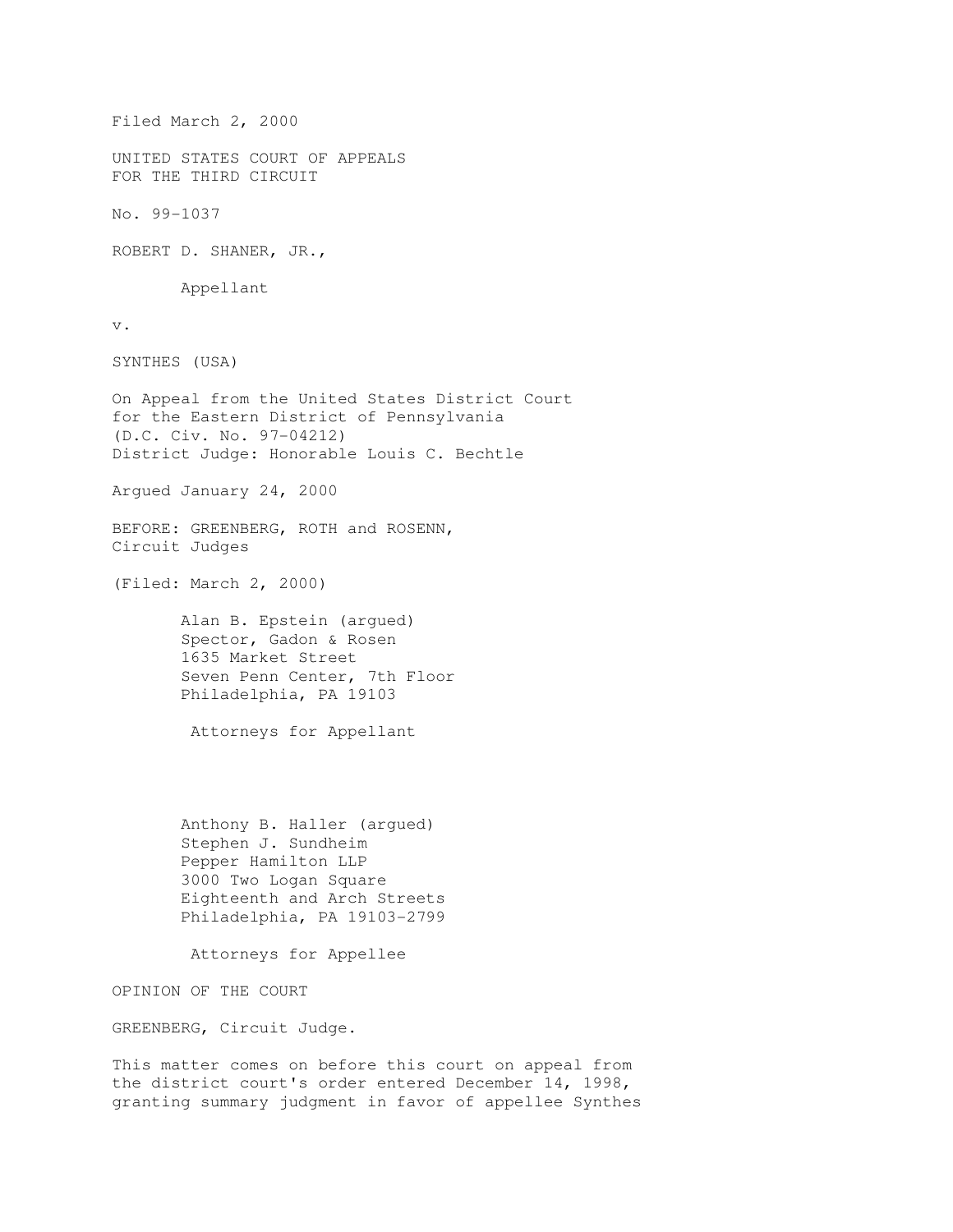Filed March 2, 2000

UNITED STATES COURT OF APPEALS
FOR THE THIRD CIRCUIT

No. 99-1037

ROBERT D. SHANER, JR.,

Appellant

v.

SYNTHES (USA)

On Appeal from the United States District Court
for the Eastern District of Pennsylvania
(D.C. Civ. No. 97-04212)
District Judge: Honorable Louis C. Bechtle

Argued January 24, 2000

BEFORE: GREENBERG, ROTH and ROSENN,
Circuit Judges

(Filed: March 2, 2000)

Alan B. Epstein (argued)
Spector, Gadon & Rosen
1635 Market Street
Seven Penn Center, 7th Floor
Philadelphia, PA 19103

Attorneys for Appellant

Anthony B. Haller (argued)
Stephen J. Sundheim
Pepper Hamilton LLP
3000 Two Logan Square
Eighteenth and Arch Streets
Philadelphia, PA 19103-2799

Attorneys for Appellee

OPINION OF THE COURT

GREENBERG, Circuit Judge.

This matter comes on before this court on appeal from the district court's order entered December 14, 1998, granting summary judgment in favor of appellee Synthes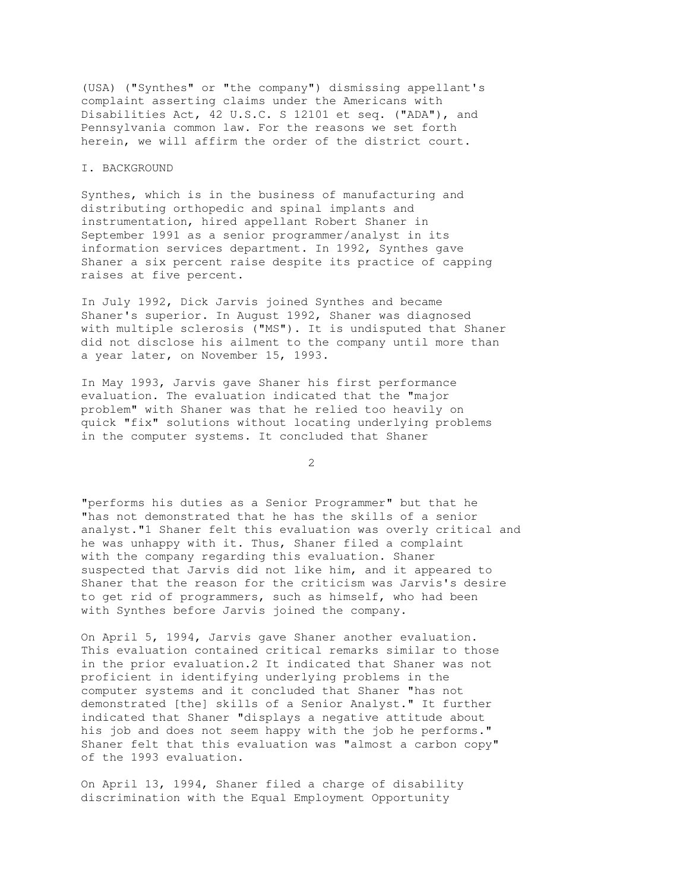(USA) ("Synthes" or "the company") dismissing appellant's complaint asserting claims under the Americans with Disabilities Act, 42 U.S.C. S 12101 et seq. ("ADA"), and Pennsylvania common law. For the reasons we set forth herein, we will affirm the order of the district court.

## I. BACKGROUND

Synthes, which is in the business of manufacturing and distributing orthopedic and spinal implants and instrumentation, hired appellant Robert Shaner in September 1991 as a senior programmer/analyst in its information services department. In 1992, Synthes gave Shaner a six percent raise despite its practice of capping raises at five percent.

In July 1992, Dick Jarvis joined Synthes and became Shaner's superior. In August 1992, Shaner was diagnosed with multiple sclerosis ("MS"). It is undisputed that Shaner did not disclose his ailment to the company until more than a year later, on November 15, 1993.

In May 1993, Jarvis gave Shaner his first performance evaluation. The evaluation indicated that the "major problem" with Shaner was that he relied too heavily on quick "fix" solutions without locating underlying problems in the computer systems. It concluded that Shaner "performs his duties as a Senior Programmer" but that he "has not demonstrated that he has the skills of a senior analyst."[1] Shaner felt this evaluation was overly critical and he was unhappy with it. Thus, Shaner filed a complaint with the company regarding this evaluation. Shaner suspected that Jarvis did not like him, and it appeared to Shaner that the reason for the criticism was Jarvis's desire to get rid of programmers, such as himself, who had been with Synthes before Jarvis joined the company.

On April 5, 1994, Jarvis gave Shaner another evaluation. This evaluation contained critical remarks similar to those in the prior evaluation.[2] It indicated that Shaner was not proficient in identifying underlying problems in the computer systems and it concluded that Shaner "has not demonstrated [the] skills of a Senior Analyst." It further indicated that Shaner "displays a negative attitude about his job and does not seem happy with the job he performs." Shaner felt that this evaluation was "almost a carbon copy" of the 1993 evaluation.

On April 13, 1994, Shaner filed a charge of disability discrimination with the Equal Employment Opportunity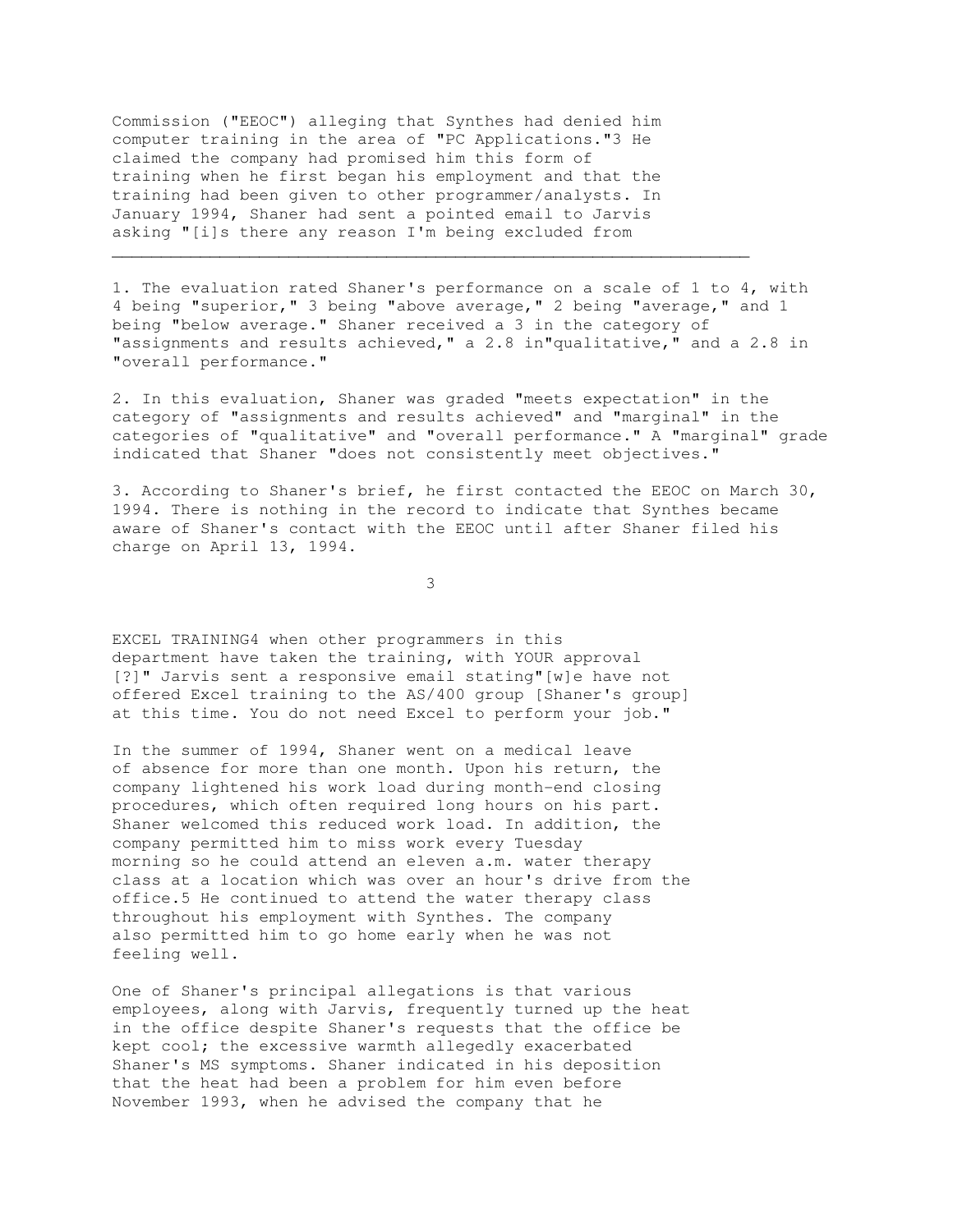Commission ("EEOC") alleging that Synthes had denied him computer training in the area of "PC Applications."[3] He claimed the company had promised him this form of training when he first began his employment and that the training had been given to other programmer/analysts. In January 1994, Shaner had sent a pointed email to Jarvis asking "[i]s there any reason I'm being excluded from

---

1. The evaluation rated Shaner's performance on a scale of 1 to 4, with 4 being "superior," 3 being "above average," 2 being "average," and 1 being "below average." Shaner received a 3 in the category of "assignments and results achieved," a 2.8 in"qualitative," and a 2.8 in "overall performance."

2. In this evaluation, Shaner was graded "meets expectation" in the category of "assignments and results achieved" and "marginal" in the categories of "qualitative" and "overall performance." A "marginal" grade indicated that Shaner "does not consistently meet objectives."

3. According to Shaner's brief, he first contacted the EEOC on March 30, 1994. There is nothing in the record to indicate that Synthes became aware of Shaner's contact with the EEOC until after Shaner filed his charge on April 13, 1994.

EXCEL TRAINING[4] when other programmers in this department have taken the training, with YOUR approval [?]" Jarvis sent a responsive email stating"[w]e have not offered Excel training to the AS/400 group [Shaner's group] at this time. You do not need Excel to perform your job."

In the summer of 1994, Shaner went on a medical leave of absence for more than one month. Upon his return, the company lightened his work load during month-end closing procedures, which often required long hours on his part. Shaner welcomed this reduced work load. In addition, the company permitted him to miss work every Tuesday morning so he could attend an eleven a.m. water therapy class at a location which was over an hour's drive from the office.[5] He continued to attend the water therapy class throughout his employment with Synthes. The company also permitted him to go home early when he was not feeling well.

One of Shaner's principal allegations is that various employees, along with Jarvis, frequently turned up the heat in the office despite Shaner's requests that the office be kept cool; the excessive warmth allegedly exacerbated Shaner's MS symptoms. Shaner indicated in his deposition that the heat had been a problem for him even before November 1993, when he advised the company that he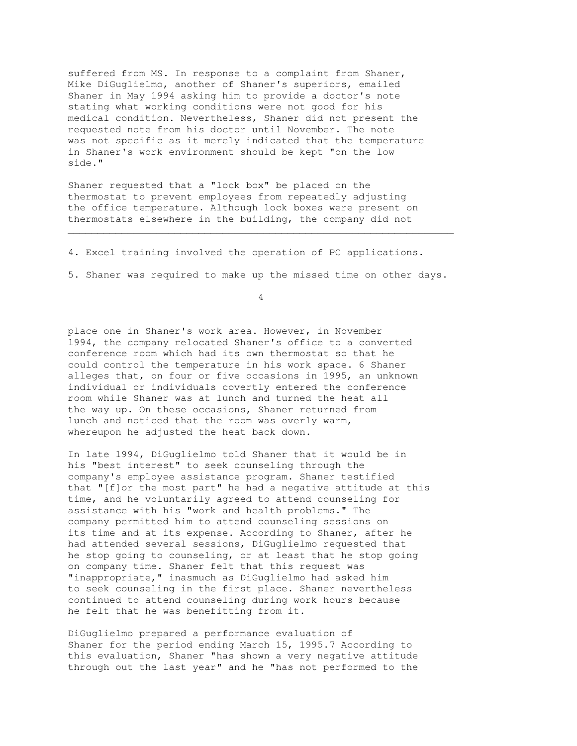suffered from MS. In response to a complaint from Shaner, Mike DiGuglielmo, another of Shaner's superiors, emailed Shaner in May 1994 asking him to provide a doctor's note stating what working conditions were not good for his medical condition. Nevertheless, Shaner did not present the requested note from his doctor until November. The note was not specific as it merely indicated that the temperature in Shaner's work environment should be kept "on the low side."

Shaner requested that a "lock box" be placed on the thermostat to prevent employees from repeatedly adjusting the office temperature. Although lock boxes were present on thermostats elsewhere in the building, the company did not place one in Shaner's work area. However, in November 1994, the company relocated Shaner's office to a converted conference room which had its own thermostat so that he could control the temperature in his work space. 6 Shaner alleges that, on four or five occasions in 1995, an unknown individual or individuals covertly entered the conference room while Shaner was at lunch and turned the heat all the way up. On these occasions, Shaner returned from lunch and noticed that the room was overly warm, whereupon he adjusted the heat back down.

In late 1994, DiGuglielmo told Shaner that it would be in his "best interest" to seek counseling through the company's employee assistance program. Shaner testified that "[f]or the most part" he had a negative attitude at this time, and he voluntarily agreed to attend counseling for assistance with his "work and health problems." The company permitted him to attend counseling sessions on its time and at its expense. According to Shaner, after he had attended several sessions, DiGuglielmo requested that he stop going to counseling, or at least that he stop going on company time. Shaner felt that this request was "inappropriate," inasmuch as DiGuglielmo had asked him to seek counseling in the first place. Shaner nevertheless continued to attend counseling during work hours because he felt that he was benefitting from it.

DiGuglielmo prepared a performance evaluation of Shaner for the period ending March 15, 1995.7 According to this evaluation, Shaner "has shown a very negative attitude through out the last year" and he "has not performed to the

---

4. Excel training involved the operation of PC applications.

5. Shaner was required to make up the missed time on other days.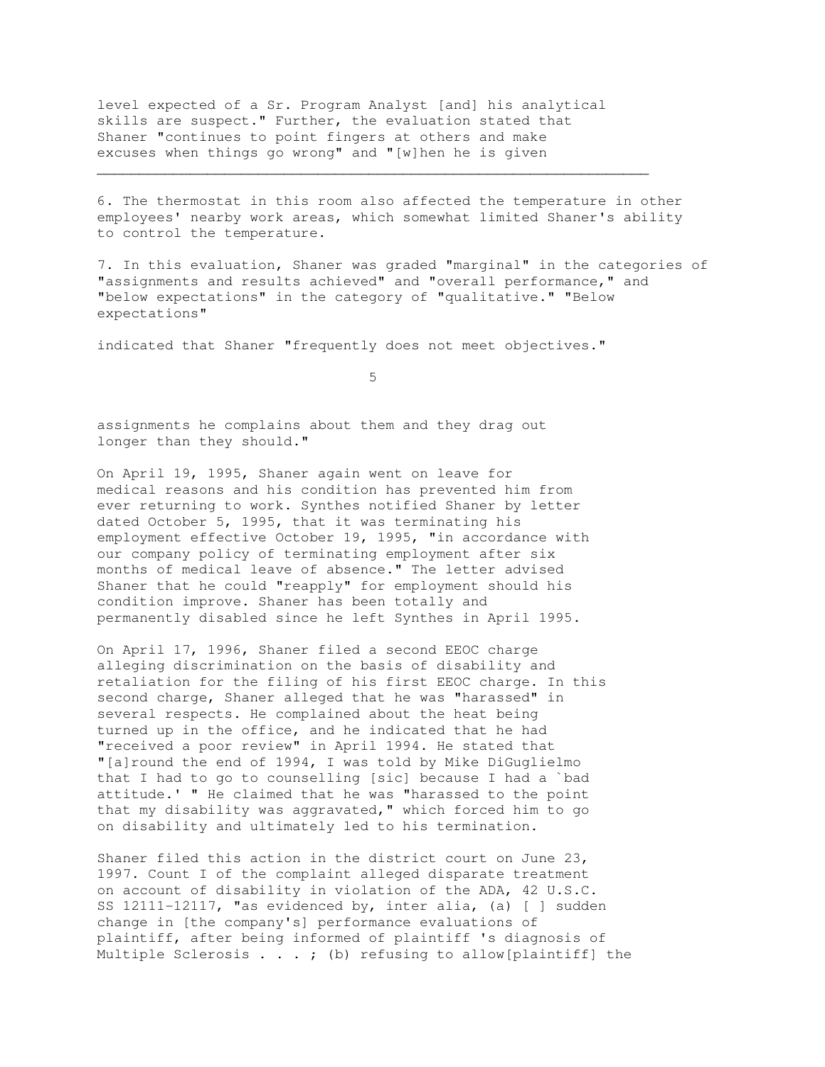level expected of a Sr. Program Analyst [and] his analytical skills are suspect." Further, the evaluation stated that Shaner "continues to point fingers at others and make excuses when things go wrong" and "[w]hen he is given

---

6. The thermostat in this room also affected the temperature in other employees' nearby work areas, which somewhat limited Shaner's ability to control the temperature.

7. In this evaluation, Shaner was graded "marginal" in the categories of "assignments and results achieved" and "overall performance," and "below expectations" in the category of "qualitative." "Below expectations"

indicated that Shaner "frequently does not meet objectives."

assignments he complains about them and they drag out longer than they should."

On April 19, 1995, Shaner again went on leave for medical reasons and his condition has prevented him from ever returning to work. Synthes notified Shaner by letter dated October 5, 1995, that it was terminating his employment effective October 19, 1995, "in accordance with our company policy of terminating employment after six months of medical leave of absence." The letter advised Shaner that he could "reapply" for employment should his condition improve. Shaner has been totally and permanently disabled since he left Synthes in April 1995.

On April 17, 1996, Shaner filed a second EEOC charge alleging discrimination on the basis of disability and retaliation for the filing of his first EEOC charge. In this second charge, Shaner alleged that he was "harassed" in several respects. He complained about the heat being turned up in the office, and he indicated that he had "received a poor review" in April 1994. He stated that "[a]round the end of 1994, I was told by Mike DiGuglielmo that I had to go to counselling [sic] because I had a `bad attitude.' " He claimed that he was "harassed to the point that my disability was aggravated," which forced him to go on disability and ultimately led to his termination.

Shaner filed this action in the district court on June 23, 1997. Count I of the complaint alleged disparate treatment on account of disability in violation of the ADA, 42 U.S.C. SS 12111-12117, "as evidenced by, inter alia, (a) [ ] sudden change in [the company's] performance evaluations of plaintiff, after being informed of plaintiff 's diagnosis of Multiple Sclerosis . . . ; (b) refusing to allow[plaintiff] the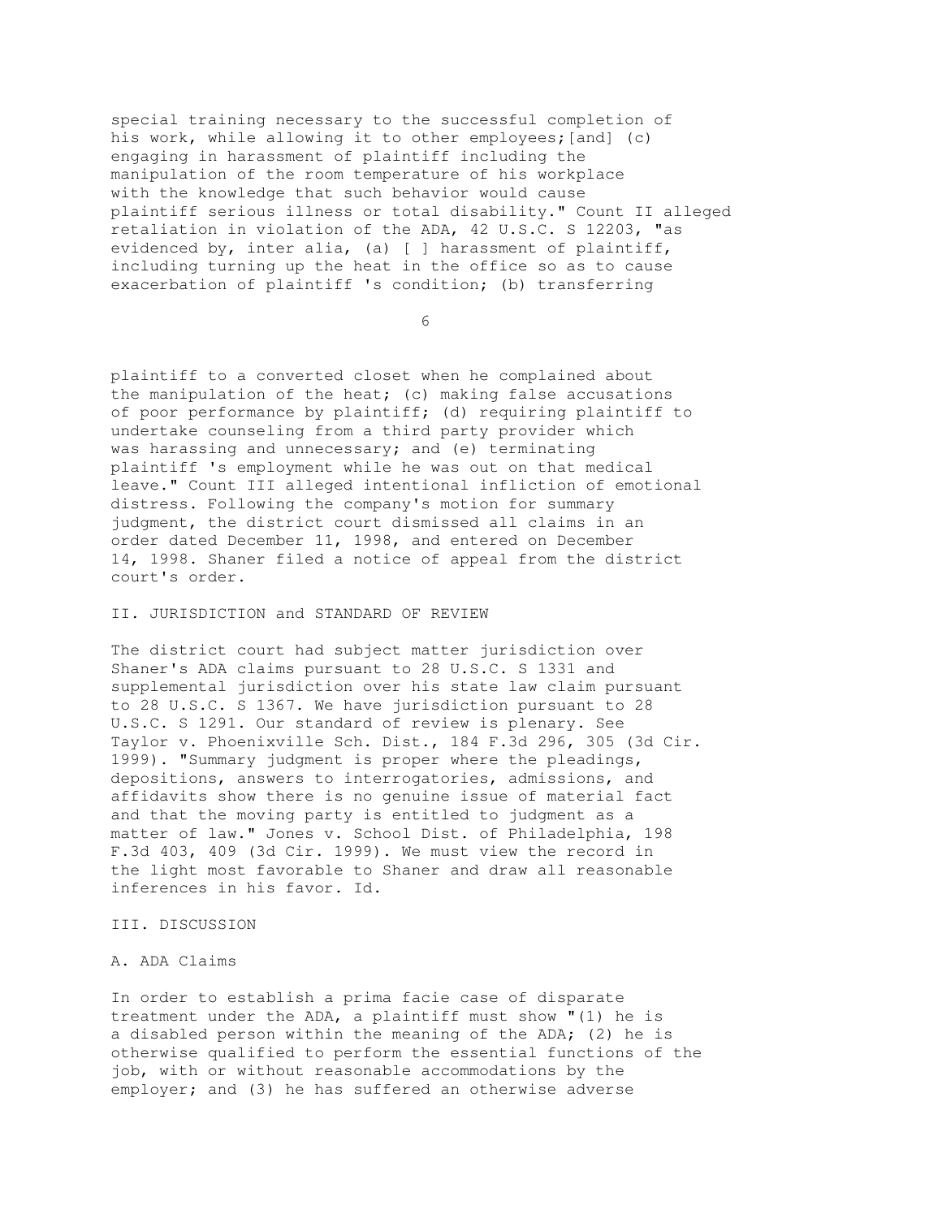special training necessary to the successful completion of his work, while allowing it to other employees;[and] (c) engaging in harassment of plaintiff including the manipulation of the room temperature of his workplace with the knowledge that such behavior would cause plaintiff serious illness or total disability." Count II alleged retaliation in violation of the ADA, 42 U.S.C. S 12203, "as evidenced by, inter alia, (a) [ ] harassment of plaintiff, including turning up the heat in the office so as to cause exacerbation of plaintiff 's condition; (b) transferring plaintiff to a converted closet when he complained about the manipulation of the heat; (c) making false accusations of poor performance by plaintiff; (d) requiring plaintiff to undertake counseling from a third party provider which was harassing and unnecessary; and (e) terminating plaintiff 's employment while he was out on that medical leave." Count III alleged intentional infliction of emotional distress. Following the company's motion for summary judgment, the district court dismissed all claims in an order dated December 11, 1998, and entered on December 14, 1998. Shaner filed a notice of appeal from the district court's order.

## II. JURISDICTION and STANDARD OF REVIEW

The district court had subject matter jurisdiction over Shaner's ADA claims pursuant to 28 U.S.C. S 1331 and supplemental jurisdiction over his state law claim pursuant to 28 U.S.C. S 1367. We have jurisdiction pursuant to 28 U.S.C. S 1291. Our standard of review is plenary. See Taylor v. Phoenixville Sch. Dist., 184 F.3d 296, 305 (3d Cir. 1999). "Summary judgment is proper where the pleadings, depositions, answers to interrogatories, admissions, and affidavits show there is no genuine issue of material fact and that the moving party is entitled to judgment as a matter of law." Jones v. School Dist. of Philadelphia, 198 F.3d 403, 409 (3d Cir. 1999). We must view the record in the light most favorable to Shaner and draw all reasonable inferences in his favor. Id.

## III. DISCUSSION

### A. ADA Claims

In order to establish a prima facie case of disparate treatment under the ADA, a plaintiff must show "(1) he is a disabled person within the meaning of the ADA; (2) he is otherwise qualified to perform the essential functions of the job, with or without reasonable accommodations by the employer; and (3) he has suffered an otherwise adverse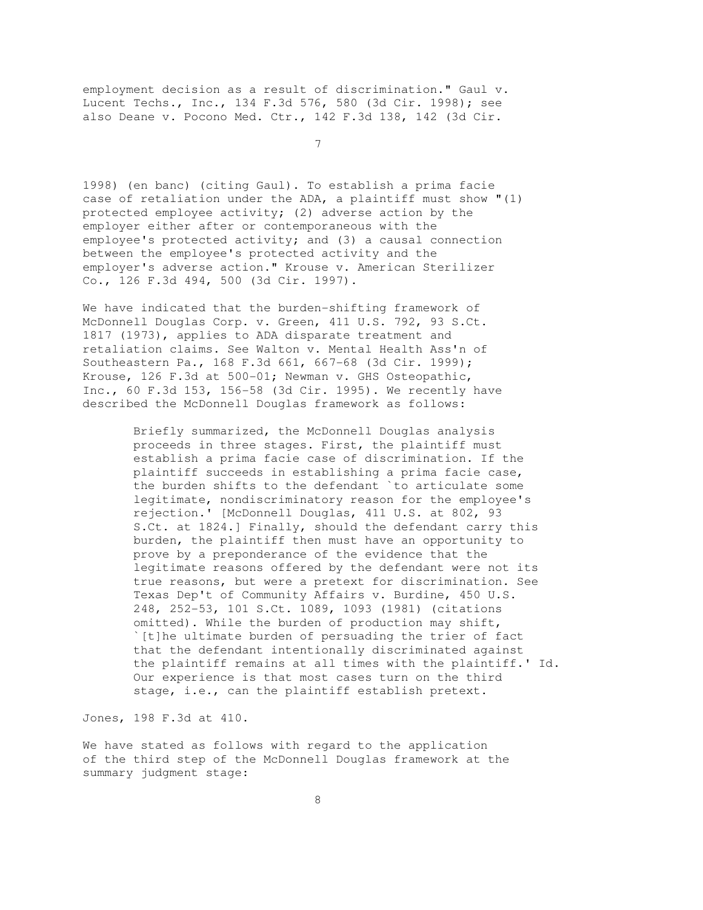employment decision as a result of discrimination." Gaul v. Lucent Techs., Inc., 134 F.3d 576, 580 (3d Cir. 1998); see also Deane v. Pocono Med. Ctr., 142 F.3d 138, 142 (3d Cir. 1998) (en banc) (citing Gaul). To establish a prima facie case of retaliation under the ADA, a plaintiff must show "(1) protected employee activity; (2) adverse action by the employer either after or contemporaneous with the employee's protected activity; and (3) a causal connection between the employee's protected activity and the employer's adverse action." Krouse v. American Sterilizer Co., 126 F.3d 494, 500 (3d Cir. 1997).

We have indicated that the burden-shifting framework of McDonnell Douglas Corp. v. Green, 411 U.S. 792, 93 S.Ct. 1817 (1973), applies to ADA disparate treatment and retaliation claims. See Walton v. Mental Health Ass'n of Southeastern Pa., 168 F.3d 661, 667-68 (3d Cir. 1999); Krouse, 126 F.3d at 500-01; Newman v. GHS Osteopathic, Inc., 60 F.3d 153, 156-58 (3d Cir. 1995). We recently have described the McDonnell Douglas framework as follows:

> Briefly summarized, the McDonnell Douglas analysis proceeds in three stages. First, the plaintiff must establish a prima facie case of discrimination. If the plaintiff succeeds in establishing a prima facie case, the burden shifts to the defendant `to articulate some legitimate, nondiscriminatory reason for the employee's rejection.' [McDonnell Douglas, 411 U.S. at 802, 93 S.Ct. at 1824.] Finally, should the defendant carry this burden, the plaintiff then must have an opportunity to prove by a preponderance of the evidence that the legitimate reasons offered by the defendant were not its true reasons, but were a pretext for discrimination. See Texas Dep't of Community Affairs v. Burdine, 450 U.S. 248, 252-53, 101 S.Ct. 1089, 1093 (1981) (citations omitted). While the burden of production may shift, `[t]he ultimate burden of persuading the trier of fact that the defendant intentionally discriminated against the plaintiff remains at all times with the plaintiff.' Id. Our experience is that most cases turn on the third stage, i.e., can the plaintiff establish pretext.

Jones, 198 F.3d at 410.

We have stated as follows with regard to the application of the third step of the McDonnell Douglas framework at the summary judgment stage: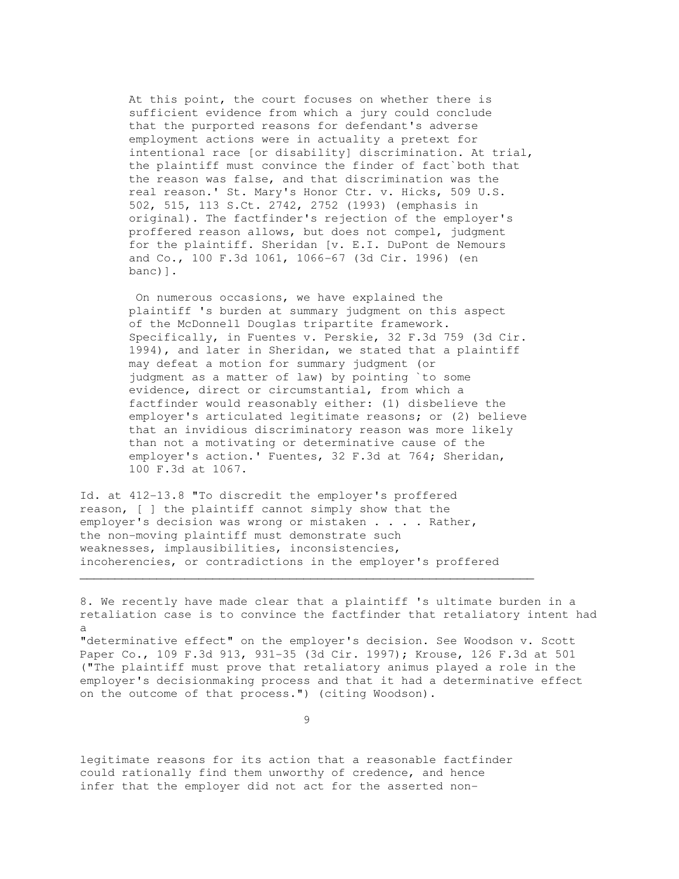> At this point, the court focuses on whether there is sufficient evidence from which a jury could conclude that the purported reasons for defendant's adverse employment actions were in actuality a pretext for intentional race [or disability] discrimination. At trial, the plaintiff must convince the finder of fact`both that the reason was false, and that discrimination was the real reason.' St. Mary's Honor Ctr. v. Hicks, 509 U.S. 502, 515, 113 S.Ct. 2742, 2752 (1993) (emphasis in original). The factfinder's rejection of the employer's proffered reason allows, but does not compel, judgment for the plaintiff. Sheridan [v. E.I. DuPont de Nemours and Co., 100 F.3d 1061, 1066-67 (3d Cir. 1996) (en banc)].
>
> On numerous occasions, we have explained the plaintiff 's burden at summary judgment on this aspect of the McDonnell Douglas tripartite framework. Specifically, in Fuentes v. Perskie, 32 F.3d 759 (3d Cir. 1994), and later in Sheridan, we stated that a plaintiff may defeat a motion for summary judgment (or judgment as a matter of law) by pointing `to some evidence, direct or circumstantial, from which a factfinder would reasonably either: (1) disbelieve the employer's articulated legitimate reasons; or (2) believe that an invidious discriminatory reason was more likely than not a motivating or determinative cause of the employer's action.' Fuentes, 32 F.3d at 764; Sheridan, 100 F.3d at 1067.

Id. at 412-13.[8] "To discredit the employer's proffered reason, [ ] the plaintiff cannot simply show that the employer's decision was wrong or mistaken . . . . Rather, the non-moving plaintiff must demonstrate such weaknesses, implausibilities, inconsistencies, incoherencies, or contradictions in the employer's proffered legitimate reasons for its action that a reasonable factfinder could rationally find them unworthy of credence, and hence infer that the employer did not act for the asserted non-

---

8. We recently have made clear that a plaintiff 's ultimate burden in a retaliation case is to convince the factfinder that retaliatory intent had a "determinative effect" on the employer's decision. See Woodson v. Scott Paper Co., 109 F.3d 913, 931-35 (3d Cir. 1997); Krouse, 126 F.3d at 501 ("The plaintiff must prove that retaliatory animus played a role in the employer's decisionmaking process and that it had a determinative effect on the outcome of that process.") (citing Woodson).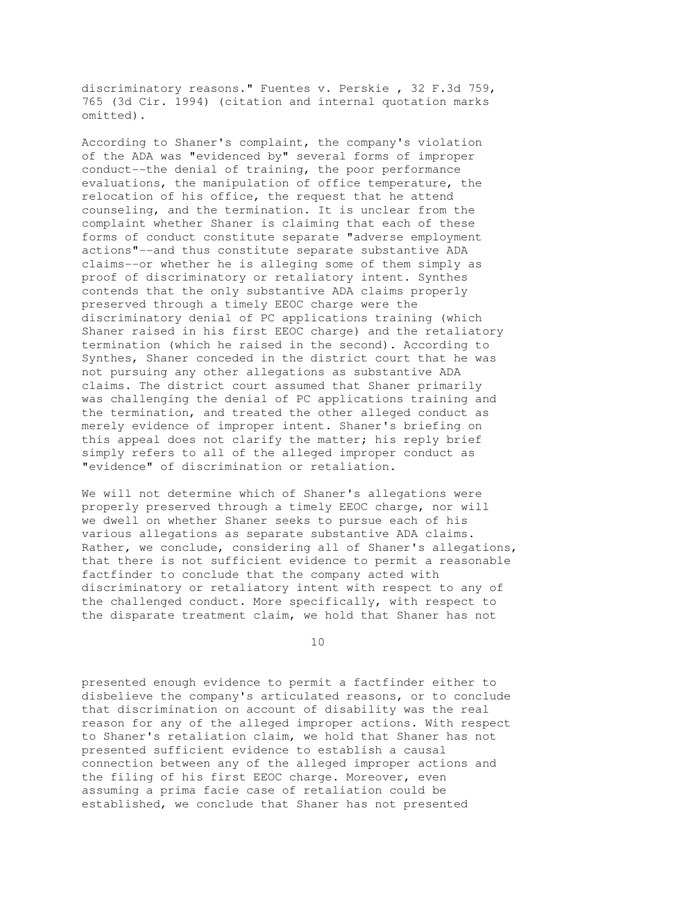discriminatory reasons." Fuentes v. Perskie , 32 F.3d 759, 765 (3d Cir. 1994) (citation and internal quotation marks omitted).

According to Shaner's complaint, the company's violation of the ADA was "evidenced by" several forms of improper conduct--the denial of training, the poor performance evaluations, the manipulation of office temperature, the relocation of his office, the request that he attend counseling, and the termination. It is unclear from the complaint whether Shaner is claiming that each of these forms of conduct constitute separate "adverse employment actions"--and thus constitute separate substantive ADA claims--or whether he is alleging some of them simply as proof of discriminatory or retaliatory intent. Synthes contends that the only substantive ADA claims properly preserved through a timely EEOC charge were the discriminatory denial of PC applications training (which Shaner raised in his first EEOC charge) and the retaliatory termination (which he raised in the second). According to Synthes, Shaner conceded in the district court that he was not pursuing any other allegations as substantive ADA claims. The district court assumed that Shaner primarily was challenging the denial of PC applications training and the termination, and treated the other alleged conduct as merely evidence of improper intent. Shaner's briefing on this appeal does not clarify the matter; his reply brief simply refers to all of the alleged improper conduct as "evidence" of discrimination or retaliation.

We will not determine which of Shaner's allegations were properly preserved through a timely EEOC charge, nor will we dwell on whether Shaner seeks to pursue each of his various allegations as separate substantive ADA claims. Rather, we conclude, considering all of Shaner's allegations, that there is not sufficient evidence to permit a reasonable factfinder to conclude that the company acted with discriminatory or retaliatory intent with respect to any of the challenged conduct. More specifically, with respect to the disparate treatment claim, we hold that Shaner has not presented enough evidence to permit a factfinder either to disbelieve the company's articulated reasons, or to conclude that discrimination on account of disability was the real reason for any of the alleged improper actions. With respect to Shaner's retaliation claim, we hold that Shaner has not presented sufficient evidence to establish a causal connection between any of the alleged improper actions and the filing of his first EEOC charge. Moreover, even assuming a prima facie case of retaliation could be established, we conclude that Shaner has not presented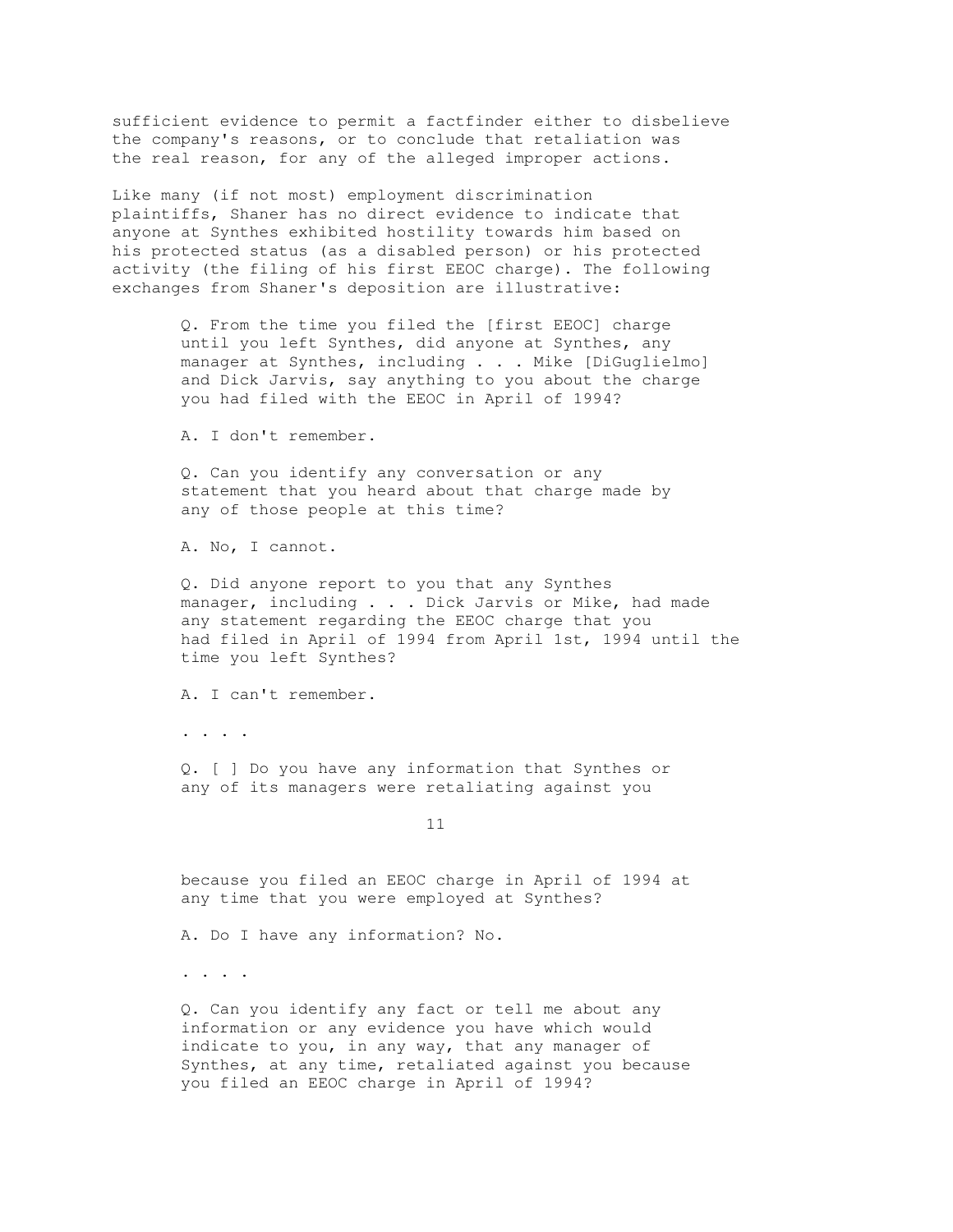sufficient evidence to permit a factfinder either to disbelieve the company's reasons, or to conclude that retaliation was the real reason, for any of the alleged improper actions.

Like many (if not most) employment discrimination plaintiffs, Shaner has no direct evidence to indicate that anyone at Synthes exhibited hostility towards him based on his protected status (as a disabled person) or his protected activity (the filing of his first EEOC charge). The following exchanges from Shaner's deposition are illustrative:

> Q. From the time you filed the [first EEOC] charge until you left Synthes, did anyone at Synthes, any manager at Synthes, including . . . Mike [DiGuglielmo] and Dick Jarvis, say anything to you about the charge you had filed with the EEOC in April of 1994?
>
> A. I don't remember.
>
> Q. Can you identify any conversation or any statement that you heard about that charge made by any of those people at this time?
>
> A. No, I cannot.
>
> Q. Did anyone report to you that any Synthes manager, including . . . Dick Jarvis or Mike, had made any statement regarding the EEOC charge that you had filed in April of 1994 from April 1st, 1994 until the time you left Synthes?
>
> A. I can't remember.
>
> . . . .
>
> Q. [ ] Do you have any information that Synthes or any of its managers were retaliating against you because you filed an EEOC charge in April of 1994 at any time that you were employed at Synthes?
>
> A. Do I have any information? No.
>
> . . . .
>
> Q. Can you identify any fact or tell me about any information or any evidence you have which would indicate to you, in any way, that any manager of Synthes, at any time, retaliated against you because you filed an EEOC charge in April of 1994?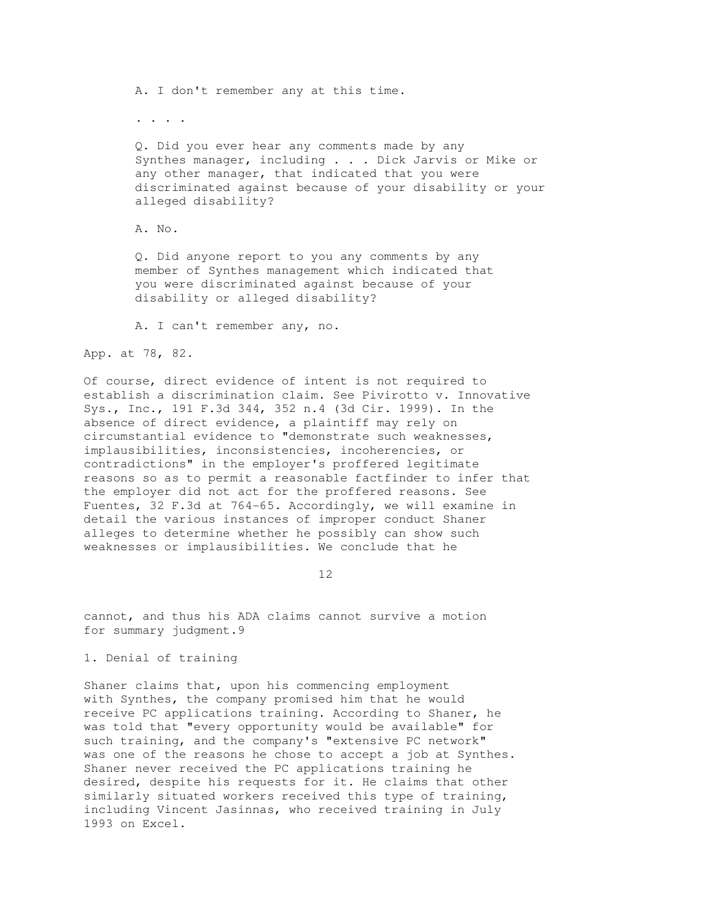A. I don't remember any at this time.

. . . .

Q. Did you ever hear any comments made by any Synthes manager, including . . . Dick Jarvis or Mike or any other manager, that indicated that you were discriminated against because of your disability or your alleged disability?

A. No.

Q. Did anyone report to you any comments by any member of Synthes management which indicated that you were discriminated against because of your disability or alleged disability?

A. I can't remember any, no.

App. at 78, 82.

Of course, direct evidence of intent is not required to establish a discrimination claim. See Pivirotto v. Innovative Sys., Inc., 191 F.3d 344, 352 n.4 (3d Cir. 1999). In the absence of direct evidence, a plaintiff may rely on circumstantial evidence to "demonstrate such weaknesses, implausibilities, inconsistencies, incoherencies, or contradictions" in the employer's proffered legitimate reasons so as to permit a reasonable factfinder to infer that the employer did not act for the proffered reasons. See Fuentes, 32 F.3d at 764-65. Accordingly, we will examine in detail the various instances of improper conduct Shaner alleges to determine whether he possibly can show such weaknesses or implausibilities. We conclude that he cannot, and thus his ADA claims cannot survive a motion for summary judgment.9

1. Denial of training

Shaner claims that, upon his commencing employment with Synthes, the company promised him that he would receive PC applications training. According to Shaner, he was told that "every opportunity would be available" for such training, and the company's "extensive PC network" was one of the reasons he chose to accept a job at Synthes. Shaner never received the PC applications training he desired, despite his requests for it. He claims that other similarly situated workers received this type of training, including Vincent Jasinnas, who received training in July 1993 on Excel.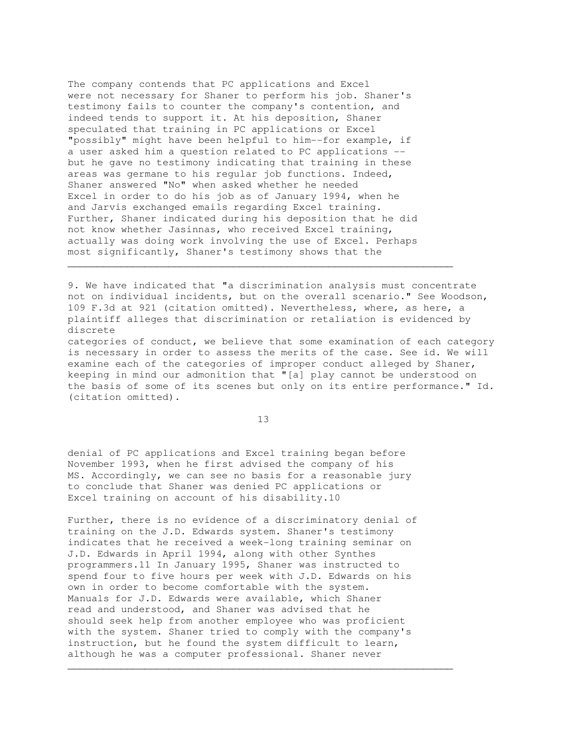The company contends that PC applications and Excel were not necessary for Shaner to perform his job. Shaner's testimony fails to counter the company's contention, and indeed tends to support it. At his deposition, Shaner speculated that training in PC applications or Excel "possibly" might have been helpful to him--for example, if a user asked him a question related to PC applications -- but he gave no testimony indicating that training in these areas was germane to his regular job functions. Indeed, Shaner answered "No" when asked whether he needed Excel in order to do his job as of January 1994, when he and Jarvis exchanged emails regarding Excel training. Further, Shaner indicated during his deposition that he did not know whether Jasinnas, who received Excel training, actually was doing work involving the use of Excel. Perhaps most significantly, Shaner's testimony shows that the denial of PC applications and Excel training began before November 1993, when he first advised the company of his MS. Accordingly, we can see no basis for a reasonable jury to conclude that Shaner was denied PC applications or Excel training on account of his disability.10

Further, there is no evidence of a discriminatory denial of training on the J.D. Edwards system. Shaner's testimony indicates that he received a week-long training seminar on J.D. Edwards in April 1994, along with other Synthes programmers.11 In January 1995, Shaner was instructed to spend four to five hours per week with J.D. Edwards on his own in order to become comfortable with the system. Manuals for J.D. Edwards were available, which Shaner read and understood, and Shaner was advised that he should seek help from another employee who was proficient with the system. Shaner tried to comply with the company's instruction, but he found the system difficult to learn, although he was a computer professional. Shaner never

---

9. We have indicated that "a discrimination analysis must concentrate not on individual incidents, but on the overall scenario." See Woodson, 109 F.3d at 921 (citation omitted). Nevertheless, where, as here, a plaintiff alleges that discrimination or retaliation is evidenced by discrete categories of conduct, we believe that some examination of each category is necessary in order to assess the merits of the case. See id. We will examine each of the categories of improper conduct alleged by Shaner, keeping in mind our admonition that "[a] play cannot be understood on the basis of some of its scenes but only on its entire performance." Id. (citation omitted).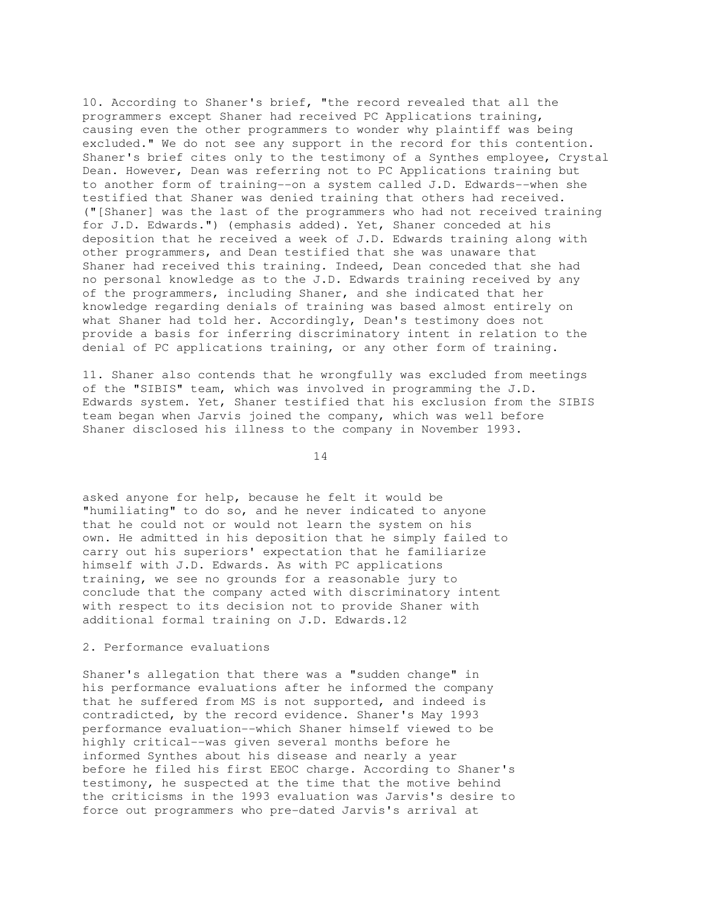10. According to Shaner's brief, "the record revealed that all the programmers except Shaner had received PC Applications training, causing even the other programmers to wonder why plaintiff was being excluded." We do not see any support in the record for this contention. Shaner's brief cites only to the testimony of a Synthes employee, Crystal Dean. However, Dean was referring not to PC Applications training but to another form of training--on a system called J.D. Edwards--when she testified that Shaner was denied training that others had received. ("[Shaner] was the last of the programmers who had not received training for J.D. Edwards.") (emphasis added). Yet, Shaner conceded at his deposition that he received a week of J.D. Edwards training along with other programmers, and Dean testified that she was unaware that Shaner had received this training. Indeed, Dean conceded that she had no personal knowledge as to the J.D. Edwards training received by any of the programmers, including Shaner, and she indicated that her knowledge regarding denials of training was based almost entirely on what Shaner had told her. Accordingly, Dean's testimony does not provide a basis for inferring discriminatory intent in relation to the denial of PC applications training, or any other form of training.

11. Shaner also contends that he wrongfully was excluded from meetings of the "SIBIS" team, which was involved in programming the J.D. Edwards system. Yet, Shaner testified that his exclusion from the SIBIS team began when Jarvis joined the company, which was well before Shaner disclosed his illness to the company in November 1993.

asked anyone for help, because he felt it would be "humiliating" to do so, and he never indicated to anyone that he could not or would not learn the system on his own. He admitted in his deposition that he simply failed to carry out his superiors' expectation that he familiarize himself with J.D. Edwards. As with PC applications training, we see no grounds for a reasonable jury to conclude that the company acted with discriminatory intent with respect to its decision not to provide Shaner with additional formal training on J.D. Edwards.12

2. Performance evaluations

Shaner's allegation that there was a "sudden change" in his performance evaluations after he informed the company that he suffered from MS is not supported, and indeed is contradicted, by the record evidence. Shaner's May 1993 performance evaluation--which Shaner himself viewed to be highly critical--was given several months before he informed Synthes about his disease and nearly a year before he filed his first EEOC charge. According to Shaner's testimony, he suspected at the time that the motive behind the criticisms in the 1993 evaluation was Jarvis's desire to force out programmers who pre-dated Jarvis's arrival at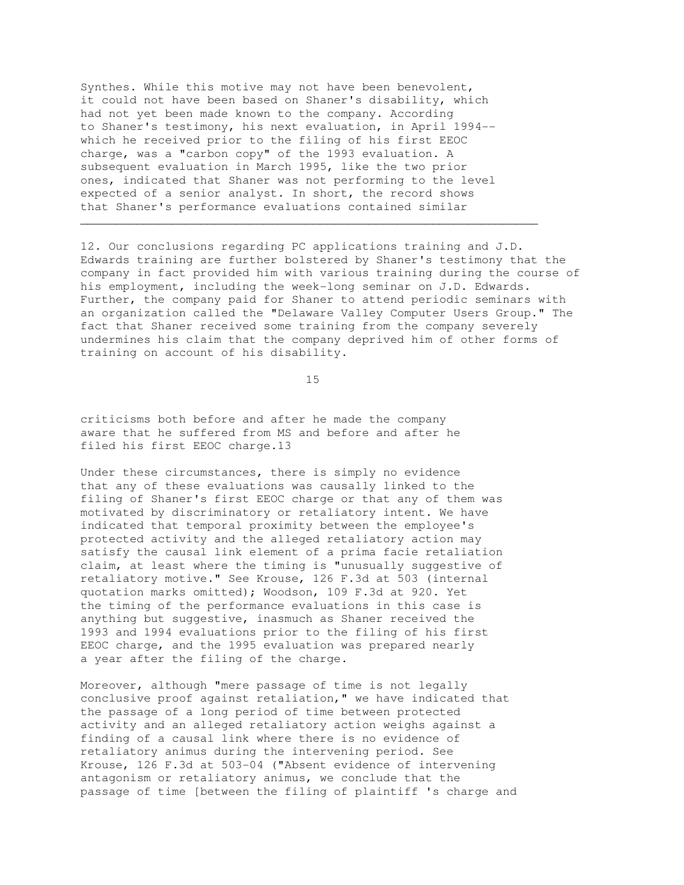Synthes. While this motive may not have been benevolent, it could not have been based on Shaner's disability, which had not yet been made known to the company. According to Shaner's testimony, his next evaluation, in April 1994-- which he received prior to the filing of his first EEOC charge, was a "carbon copy" of the 1993 evaluation. A subsequent evaluation in March 1995, like the two prior ones, indicated that Shaner was not performing to the level expected of a senior analyst. In short, the record shows that Shaner's performance evaluations contained similar criticisms both before and after he made the company aware that he suffered from MS and before and after he filed his first EEOC charge.[13]

Under these circumstances, there is simply no evidence that any of these evaluations was causally linked to the filing of Shaner's first EEOC charge or that any of them was motivated by discriminatory or retaliatory intent. We have indicated that temporal proximity between the employee's protected activity and the alleged retaliatory action may satisfy the causal link element of a prima facie retaliation claim, at least where the timing is "unusually suggestive of retaliatory motive." See Krouse, 126 F.3d at 503 (internal quotation marks omitted); Woodson, 109 F.3d at 920. Yet the timing of the performance evaluations in this case is anything but suggestive, inasmuch as Shaner received the 1993 and 1994 evaluations prior to the filing of his first EEOC charge, and the 1995 evaluation was prepared nearly a year after the filing of the charge.

Moreover, although "mere passage of time is not legally conclusive proof against retaliation," we have indicated that the passage of a long period of time between protected activity and an alleged retaliatory action weighs against a finding of a causal link where there is no evidence of retaliatory animus during the intervening period. See Krouse, 126 F.3d at 503-04 ("Absent evidence of intervening antagonism or retaliatory animus, we conclude that the passage of time [between the filing of plaintiff 's charge and

---

12. Our conclusions regarding PC applications training and J.D. Edwards training are further bolstered by Shaner's testimony that the company in fact provided him with various training during the course of his employment, including the week-long seminar on J.D. Edwards. Further, the company paid for Shaner to attend periodic seminars with an organization called the "Delaware Valley Computer Users Group." The fact that Shaner received some training from the company severely undermines his claim that the company deprived him of other forms of training on account of his disability.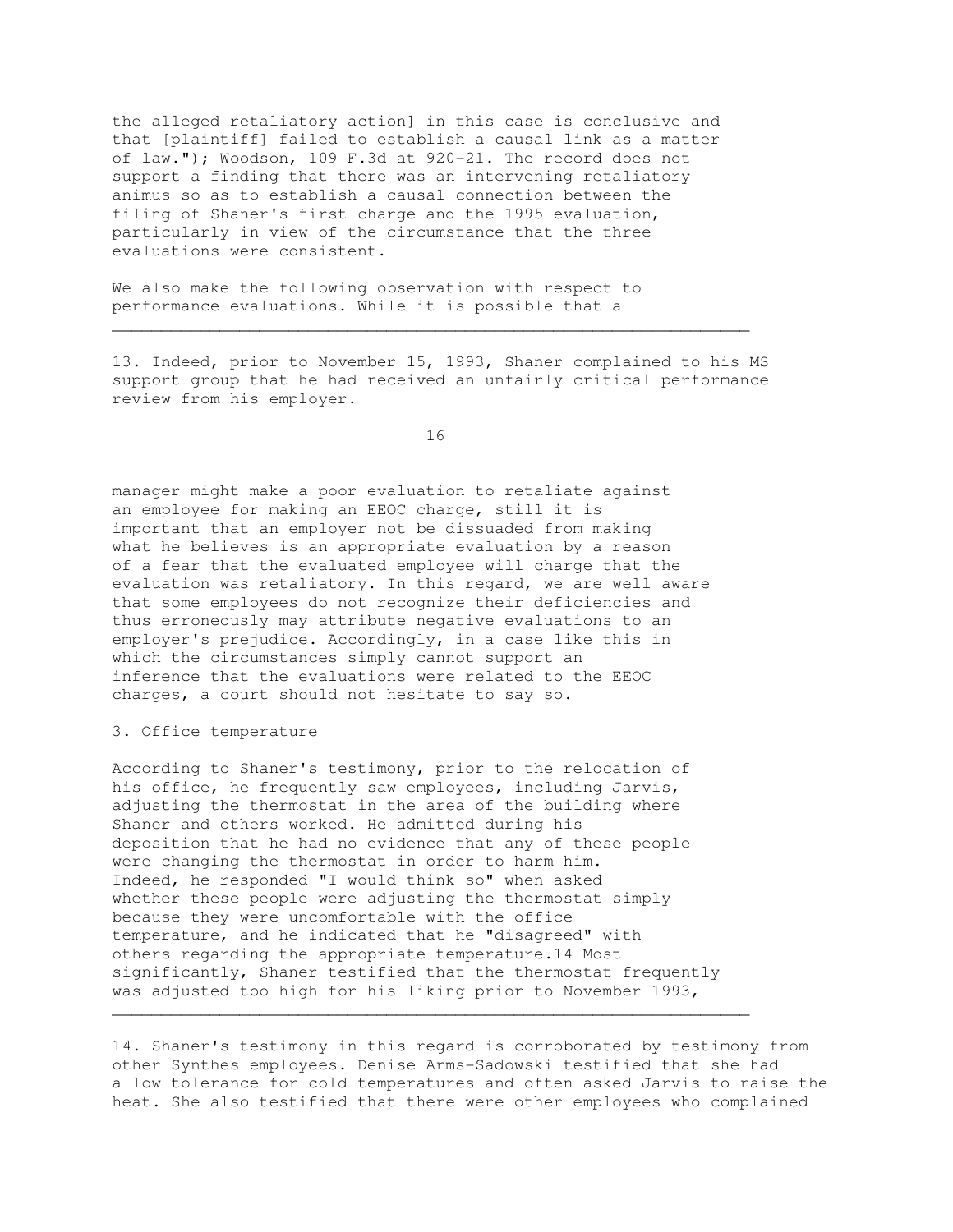the alleged retaliatory action] in this case is conclusive and that [plaintiff] failed to establish a causal link as a matter of law."); Woodson, 109 F.3d at 920-21. The record does not support a finding that there was an intervening retaliatory animus so as to establish a causal connection between the filing of Shaner's first charge and the 1995 evaluation, particularly in view of the circumstance that the three evaluations were consistent.

We also make the following observation with respect to performance evaluations. While it is possible that a manager might make a poor evaluation to retaliate against an employee for making an EEOC charge, still it is important that an employer not be dissuaded from making what he believes is an appropriate evaluation by a reason of a fear that the evaluated employee will charge that the evaluation was retaliatory. In this regard, we are well aware that some employees do not recognize their deficiencies and thus erroneously may attribute negative evaluations to an employer's prejudice. Accordingly, in a case like this in which the circumstances simply cannot support an inference that the evaluations were related to the EEOC charges, a court should not hesitate to say so.

### 3. Office temperature

According to Shaner's testimony, prior to the relocation of his office, he frequently saw employees, including Jarvis, adjusting the thermostat in the area of the building where Shaner and others worked. He admitted during his deposition that he had no evidence that any of these people were changing the thermostat in order to harm him. Indeed, he responded "I would think so" when asked whether these people were adjusting the thermostat simply because they were uncomfortable with the office temperature, and he indicated that he "disagreed" with others regarding the appropriate temperature.[14] Most significantly, Shaner testified that the thermostat frequently was adjusted too high for his liking prior to November 1993,

---

13. Indeed, prior to November 15, 1993, Shaner complained to his MS support group that he had received an unfairly critical performance review from his employer.

14. Shaner's testimony in this regard is corroborated by testimony from other Synthes employees. Denise Arms-Sadowski testified that she had a low tolerance for cold temperatures and often asked Jarvis to raise the heat. She also testified that there were other employees who complained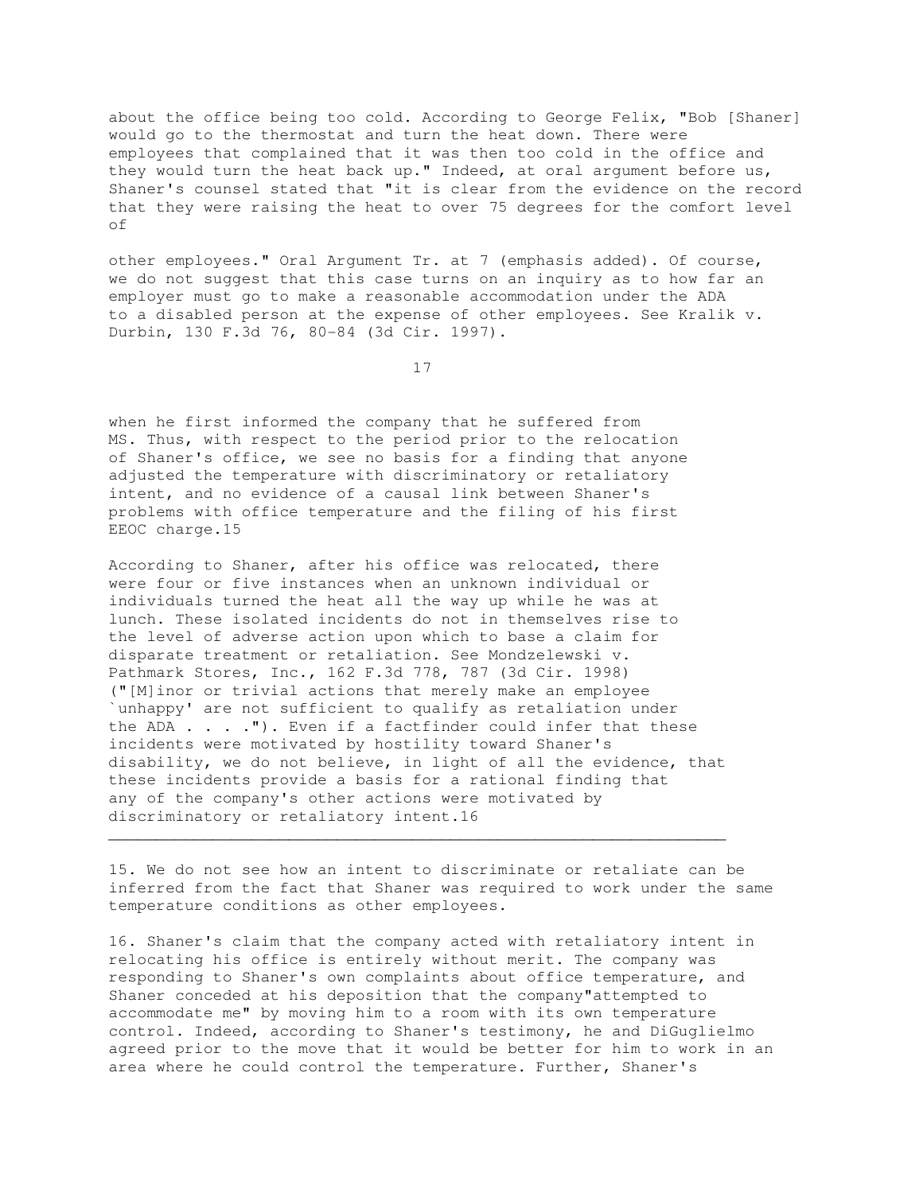about the office being too cold. According to George Felix, "Bob [Shaner] would go to the thermostat and turn the heat down. There were employees that complained that it was then too cold in the office and they would turn the heat back up." Indeed, at oral argument before us, Shaner's counsel stated that "it is clear from the evidence on the record that they were raising the heat to over 75 degrees for the comfort level of

other employees." Oral Argument Tr. at 7 (emphasis added). Of course, we do not suggest that this case turns on an inquiry as to how far an employer must go to make a reasonable accommodation under the ADA to a disabled person at the expense of other employees. See Kralik v. Durbin, 130 F.3d 76, 80-84 (3d Cir. 1997).

when he first informed the company that he suffered from MS. Thus, with respect to the period prior to the relocation of Shaner's office, we see no basis for a finding that anyone adjusted the temperature with discriminatory or retaliatory intent, and no evidence of a causal link between Shaner's problems with office temperature and the filing of his first EEOC charge.15

According to Shaner, after his office was relocated, there were four or five instances when an unknown individual or individuals turned the heat all the way up while he was at lunch. These isolated incidents do not in themselves rise to the level of adverse action upon which to base a claim for disparate treatment or retaliation. See Mondzelewski v. Pathmark Stores, Inc., 162 F.3d 778, 787 (3d Cir. 1998) ("[M]inor or trivial actions that merely make an employee `unhappy' are not sufficient to qualify as retaliation under the ADA . . . ."). Even if a factfinder could infer that these incidents were motivated by hostility toward Shaner's disability, we do not believe, in light of all the evidence, that these incidents provide a basis for a rational finding that any of the company's other actions were motivated by discriminatory or retaliatory intent.16

---

15. We do not see how an intent to discriminate or retaliate can be inferred from the fact that Shaner was required to work under the same temperature conditions as other employees.

16. Shaner's claim that the company acted with retaliatory intent in relocating his office is entirely without merit. The company was responding to Shaner's own complaints about office temperature, and Shaner conceded at his deposition that the company"attempted to accommodate me" by moving him to a room with its own temperature control. Indeed, according to Shaner's testimony, he and DiGuglielmo agreed prior to the move that it would be better for him to work in an area where he could control the temperature. Further, Shaner's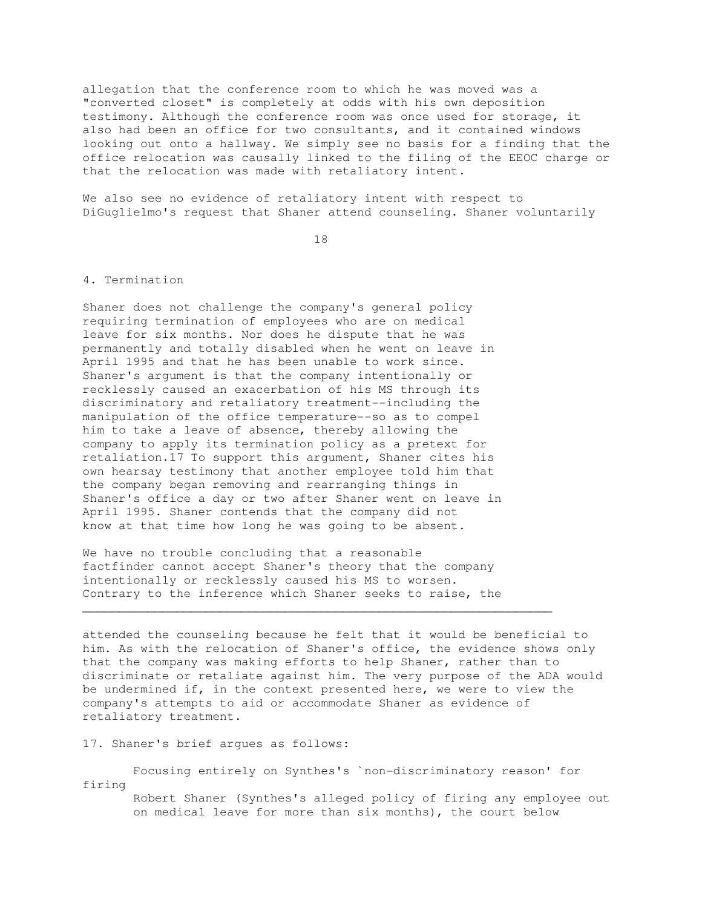allegation that the conference room to which he was moved was a "converted closet" is completely at odds with his own deposition testimony. Although the conference room was once used for storage, it also had been an office for two consultants, and it contained windows looking out onto a hallway. We simply see no basis for a finding that the office relocation was causally linked to the filing of the EEOC charge or that the relocation was made with retaliatory intent.

We also see no evidence of retaliatory intent with respect to DiGuglielmo's request that Shaner attend counseling. Shaner voluntarily

4. Termination

Shaner does not challenge the company's general policy requiring termination of employees who are on medical leave for six months. Nor does he dispute that he was permanently and totally disabled when he went on leave in April 1995 and that he has been unable to work since. Shaner's argument is that the company intentionally or recklessly caused an exacerbation of his MS through its discriminatory and retaliatory treatment--including the manipulation of the office temperature--so as to compel him to take a leave of absence, thereby allowing the company to apply its termination policy as a pretext for retaliation.17 To support this argument, Shaner cites his own hearsay testimony that another employee told him that the company began removing and rearranging things in Shaner's office a day or two after Shaner went on leave in April 1995. Shaner contends that the company did not know at that time how long he was going to be absent.

We have no trouble concluding that a reasonable factfinder cannot accept Shaner's theory that the company intentionally or recklessly caused his MS to worsen. Contrary to the inference which Shaner seeks to raise, the

---

attended the counseling because he felt that it would be beneficial to him. As with the relocation of Shaner's office, the evidence shows only that the company was making efforts to help Shaner, rather than to discriminate or retaliate against him. The very purpose of the ADA would be undermined if, in the context presented here, we were to view the company's attempts to aid or accommodate Shaner as evidence of retaliatory treatment.

17. Shaner's brief argues as follows:

> Focusing entirely on Synthes's `non-discriminatory reason' for firing Robert Shaner (Synthes's alleged policy of firing any employee out on medical leave for more than six months), the court below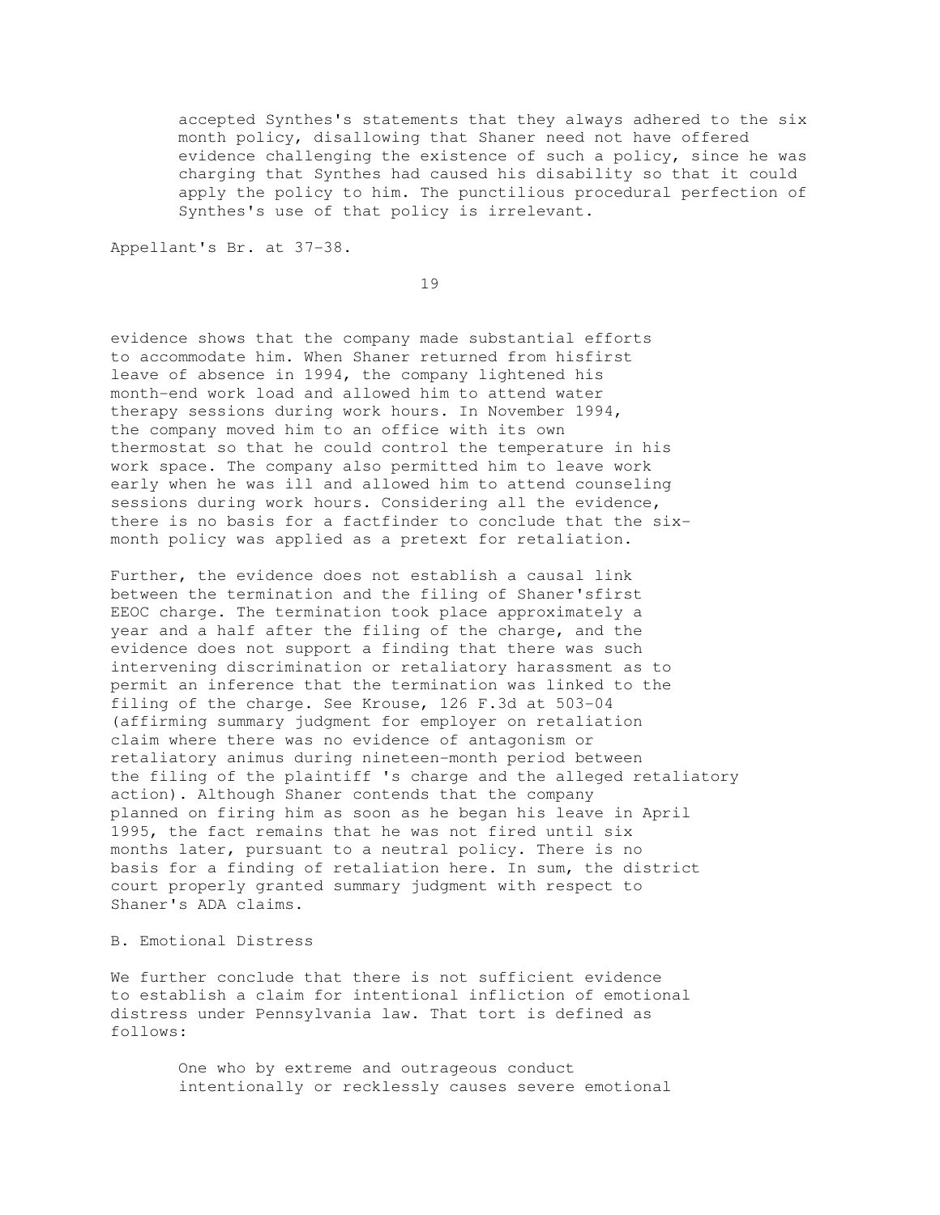> accepted Synthes's statements that they always adhered to the six month policy, disallowing that Shaner need not have offered evidence challenging the existence of such a policy, since he was charging that Synthes had caused his disability so that it could apply the policy to him. The punctilious procedural perfection of Synthes's use of that policy is irrelevant.

Appellant's Br. at 37-38.

evidence shows that the company made substantial efforts to accommodate him. When Shaner returned from hisfirst leave of absence in 1994, the company lightened his month-end work load and allowed him to attend water therapy sessions during work hours. In November 1994, the company moved him to an office with its own thermostat so that he could control the temperature in his work space. The company also permitted him to leave work early when he was ill and allowed him to attend counseling sessions during work hours. Considering all the evidence, there is no basis for a factfinder to conclude that the six-month policy was applied as a pretext for retaliation.

Further, the evidence does not establish a causal link between the termination and the filing of Shaner'sfirst EEOC charge. The termination took place approximately a year and a half after the filing of the charge, and the evidence does not support a finding that there was such intervening discrimination or retaliatory harassment as to permit an inference that the termination was linked to the filing of the charge. See Krouse, 126 F.3d at 503-04 (affirming summary judgment for employer on retaliation claim where there was no evidence of antagonism or retaliatory animus during nineteen-month period between the filing of the plaintiff 's charge and the alleged retaliatory action). Although Shaner contends that the company planned on firing him as soon as he began his leave in April 1995, the fact remains that he was not fired until six months later, pursuant to a neutral policy. There is no basis for a finding of retaliation here. In sum, the district court properly granted summary judgment with respect to Shaner's ADA claims.

B. Emotional Distress

We further conclude that there is not sufficient evidence to establish a claim for intentional infliction of emotional distress under Pennsylvania law. That tort is defined as follows:

> One who by extreme and outrageous conduct intentionally or recklessly causes severe emotional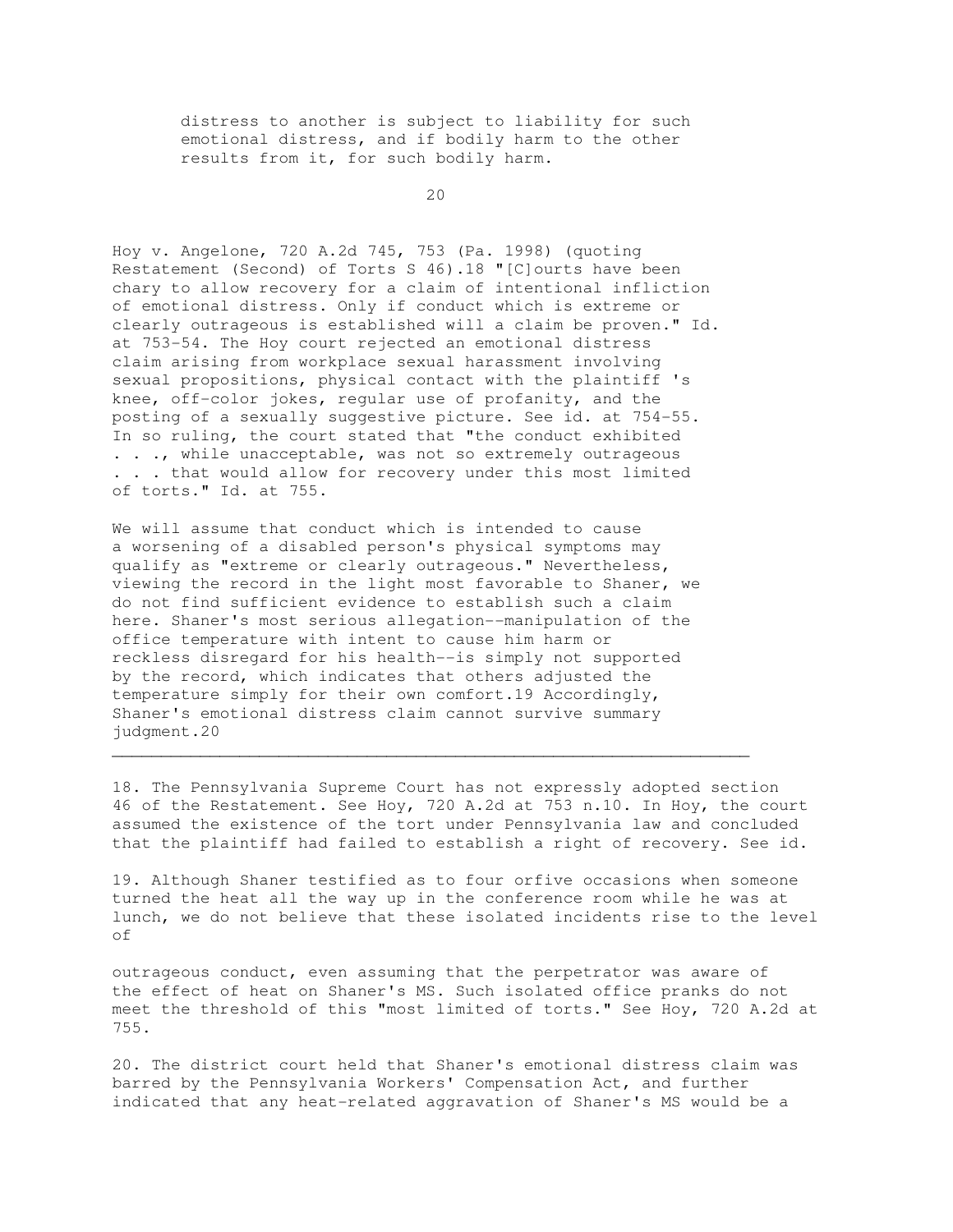> distress to another is subject to liability for such emotional distress, and if bodily harm to the other results from it, for such bodily harm.

Hoy v. Angelone, 720 A.2d 745, 753 (Pa. 1998) (quoting Restatement (Second) of Torts S 46).18 "[C]ourts have been chary to allow recovery for a claim of intentional infliction of emotional distress. Only if conduct which is extreme or clearly outrageous is established will a claim be proven." Id. at 753-54. The Hoy court rejected an emotional distress claim arising from workplace sexual harassment involving sexual propositions, physical contact with the plaintiff 's knee, off-color jokes, regular use of profanity, and the posting of a sexually suggestive picture. See id. at 754-55. In so ruling, the court stated that "the conduct exhibited . . ., while unacceptable, was not so extremely outrageous . . . that would allow for recovery under this most limited of torts." Id. at 755.

We will assume that conduct which is intended to cause a worsening of a disabled person's physical symptoms may qualify as "extreme or clearly outrageous." Nevertheless, viewing the record in the light most favorable to Shaner, we do not find sufficient evidence to establish such a claim here. Shaner's most serious allegation--manipulation of the office temperature with intent to cause him harm or reckless disregard for his health--is simply not supported by the record, which indicates that others adjusted the temperature simply for their own comfort.19 Accordingly, Shaner's emotional distress claim cannot survive summary judgment.20

---

18. The Pennsylvania Supreme Court has not expressly adopted section 46 of the Restatement. See Hoy, 720 A.2d at 753 n.10. In Hoy, the court assumed the existence of the tort under Pennsylvania law and concluded that the plaintiff had failed to establish a right of recovery. See id.

19. Although Shaner testified as to four orfive occasions when someone turned the heat all the way up in the conference room while he was at lunch, we do not believe that these isolated incidents rise to the level of outrageous conduct, even assuming that the perpetrator was aware of the effect of heat on Shaner's MS. Such isolated office pranks do not meet the threshold of this "most limited of torts." See Hoy, 720 A.2d at 755.

20. The district court held that Shaner's emotional distress claim was barred by the Pennsylvania Workers' Compensation Act, and further indicated that any heat-related aggravation of Shaner's MS would be a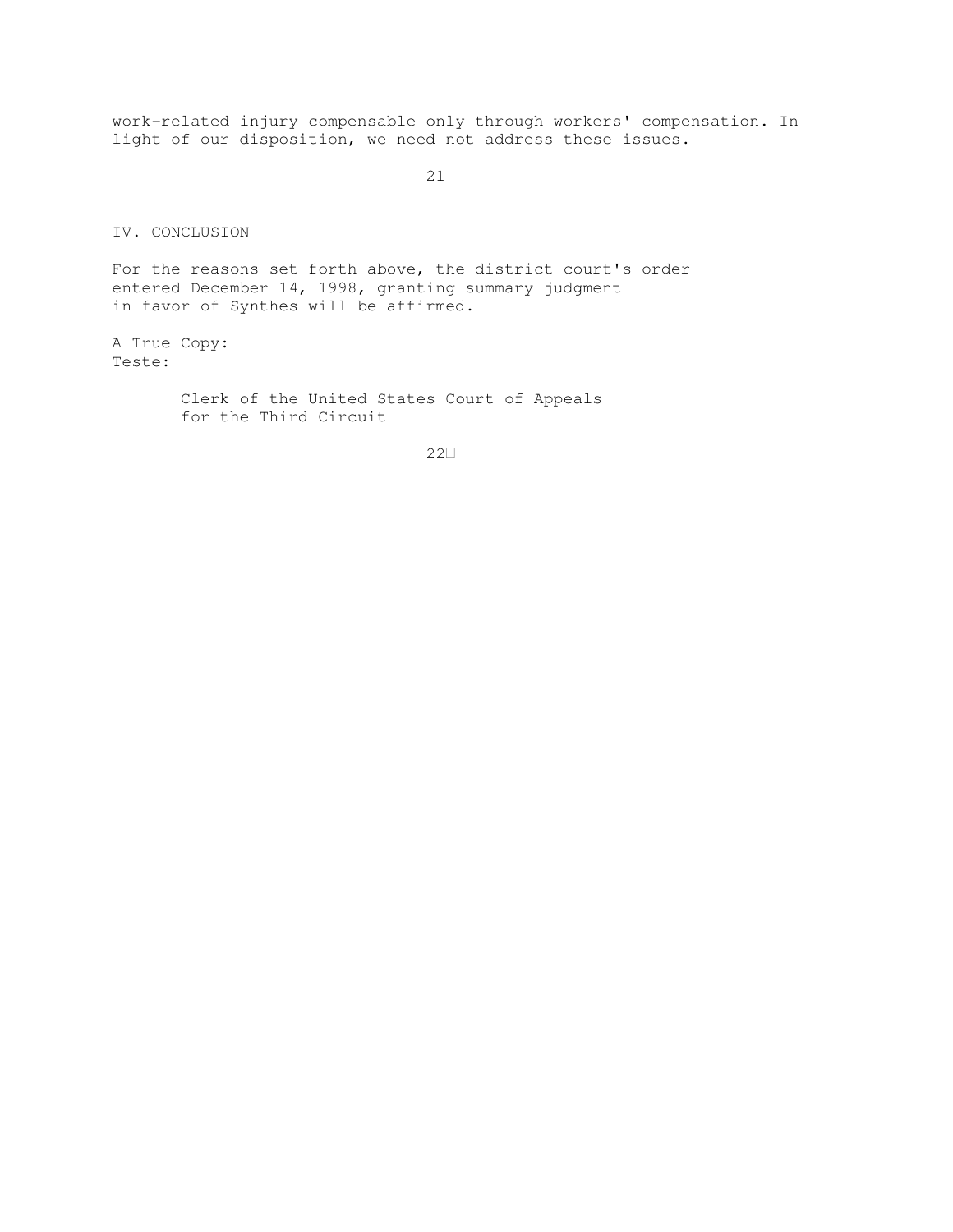work-related injury compensable only through workers' compensation. In light of our disposition, we need not address these issues.

## IV. CONCLUSION

For the reasons set forth above, the district court's order entered December 14, 1998, granting summary judgment in favor of Synthes will be affirmed.

A True Copy:
Teste:

Clerk of the United States Court of Appeals
for the Third Circuit